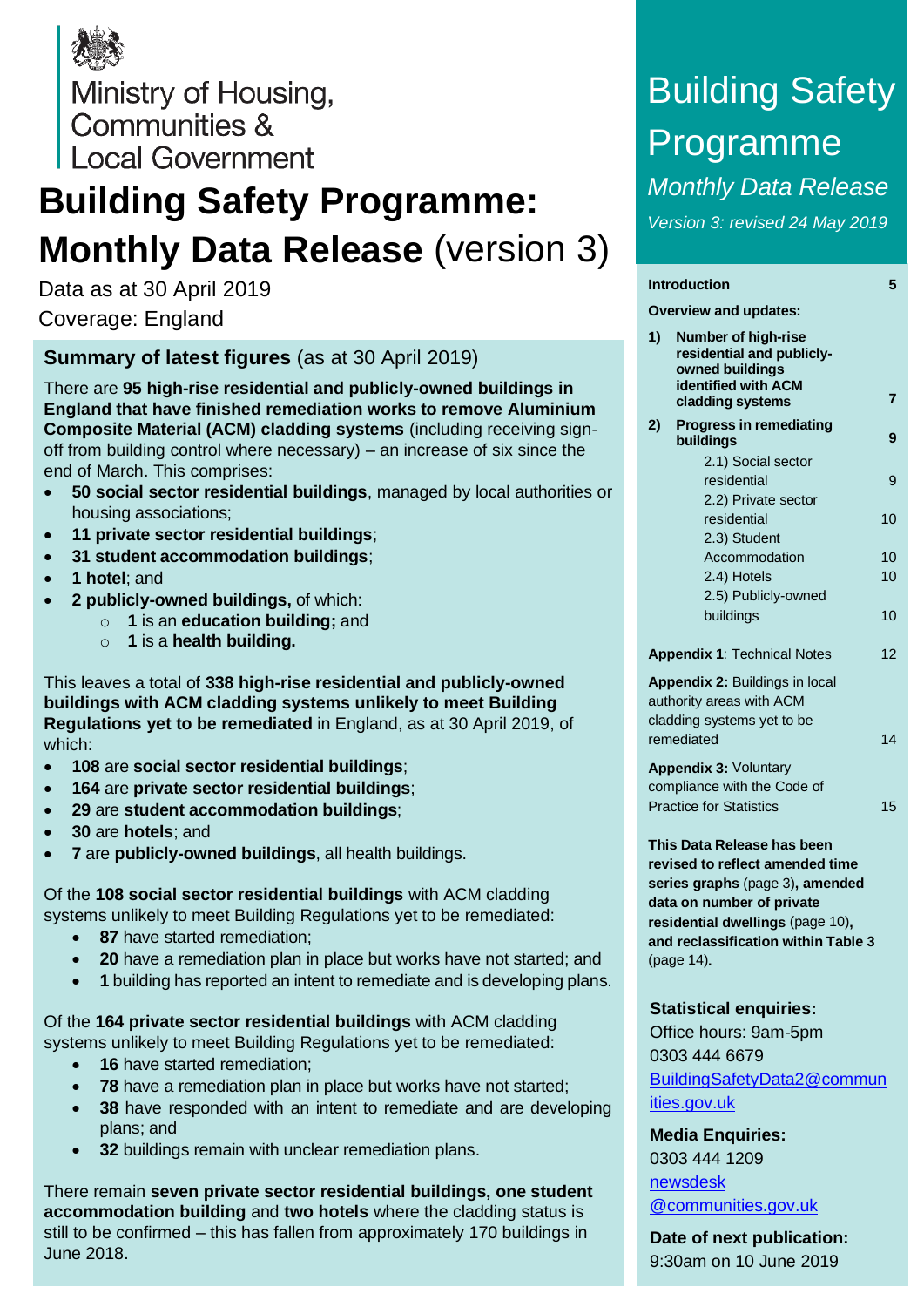Ministry of Housing, Communities & Local Government

# Building Safety Programme: Monthly Data Release (version 3)

Data as at 30 April 2019

Coverage: England

## Summary of latest figures (as at 30 April 2019)

There are **95 high-rise residential and publicly-owned buildings in England that have finished remediation works to remove Aluminium Composite Material (ACM) cladding systems** (including receiving sign-off from building control where necessary) – an increase of six since the end of March. This comprises:

- **50 social sector residential buildings**, managed by local authorities or housing associations;
- **11 private sector residential buildings**;
- **31 student accommodation buildings**;
- **1 hotel**; and
- **2 publicly-owned buildings,** of which:
  - **1** is an **education building;** and
  - **1** is a **health building.**

This leaves a total of **338 high-rise residential and publicly-owned buildings with ACM cladding systems unlikely to meet Building Regulations yet to be remediated** in England, as at 30 April 2019, of which:

- **108** are **social sector residential buildings**;
- **164** are **private sector residential buildings**;
- **29** are **student accommodation buildings**;
- **30** are **hotels**; and
- **7** are **publicly-owned buildings**, all health buildings.

Of the **108 social sector residential buildings** with ACM cladding systems unlikely to meet Building Regulations yet to be remediated:

- **87** have started remediation;
- **20** have a remediation plan in place but works have not started; and
- **1** building has reported an intent to remediate and is developing plans.

Of the **164 private sector residential buildings** with ACM cladding systems unlikely to meet Building Regulations yet to be remediated:

- **16** have started remediation;
- **78** have a remediation plan in place but works have not started;
- **38** have responded with an intent to remediate and are developing plans; and
- **32** buildings remain with unclear remediation plans.

There remain **seven private sector residential buildings, one student accommodation building** and **two hotels** where the cladding status is still to be confirmed – this has fallen from approximately 170 buildings in June 2018.

# Building Safety Programme

*Monthly Data Release*

*Version 3: revised 24 May 2019*

| | |
|---|---|
| **Introduction** | **5** |
| **Overview and updates:** | |
| **1) Number of high-rise residential and publicly-owned buildings identified with ACM cladding systems** | **7** |
| **2) Progress in remediating buildings** | **9** |
| 2.1) Social sector residential | 9 |
| 2.2) Private sector residential | 10 |
| 2.3) Student Accommodation | 10 |
| 2.4) Hotels | 10 |
| 2.5) Publicly-owned buildings | 10 |
| **Appendix 1**: Technical Notes | 12 |
| **Appendix 2:** Buildings in local authority areas with ACM cladding systems yet to be remediated | 14 |
| **Appendix 3:** Voluntary compliance with the Code of Practice for Statistics | 15 |

**This Data Release has been revised to reflect amended time series graphs** (page 3)**, amended data on number of private residential dwellings** (page 10)**, and reclassification within Table 3** (page 14)**.**

**Statistical enquiries:**

Office hours: 9am-5pm

0303 444 6679

BuildingSafetyData2@communities.gov.uk

**Media Enquiries:**

0303 444 1209

newsdesk@communities.gov.uk

**Date of next publication:**

9:30am on 10 June 2019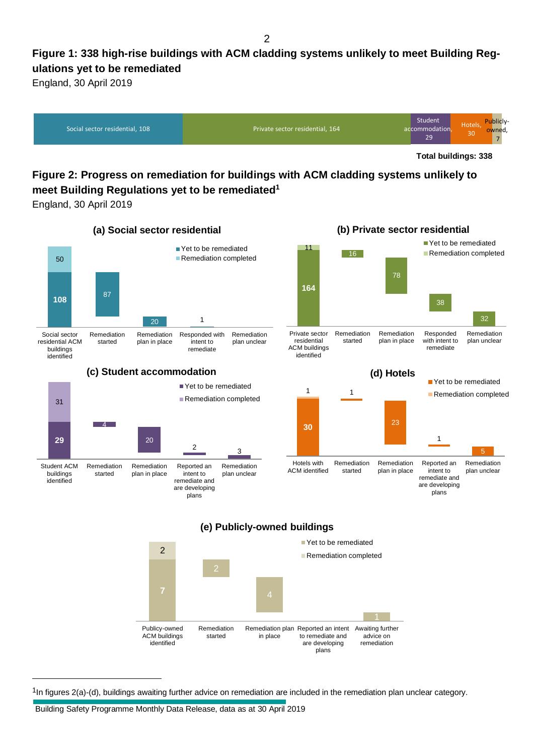**Figure 1: 338 high-rise buildings with ACM cladding systems unlikely to meet Building Regulations yet to be remediated**

England, 30 April 2019

| Category | Buildings |
|---|---|
| Social sector residential | 108 |
| Private sector residential | 164 |
| Student accommodation | 29 |
| Hotels | 30 |
| Publicly-owned | 7 |

**Total buildings: 338**

**Figure 2: Progress on remediation for buildings with ACM cladding systems unlikely to meet Building Regulations yet to be remediated[1]**

England, 30 April 2019

**(a) Social sector residential**

| | Yet to be remediated | Remediation completed |
|---|---|---|
| Social sector residential ACM buildings identified | 108 | 50 |
| Remediation started | 87 | |
| Remediation plan in place | 20 | |
| Responded with intent to remediate | 1 | |
| Remediation plan unclear | | |

**(b) Private sector residential**

| | Yet to be remediated | Remediation completed |
|---|---|---|
| Private sector residential ACM buildings identified | 164 | 11 |
| Remediation started | 16 | |
| Remediation plan in place | 78 | |
| Responded with intent to remediate | 38 | |
| Remediation plan unclear | 32 | |

**(c) Student accommodation**

| | Yet to be remediated | Remediation completed |
|---|---|---|
| Student ACM buildings identified | 29 | 31 |
| Remediation started | 4 | |
| Remediation plan in place | 20 | |
| Reported an intent to remediate and are developing plans | 2 | |
| Remediation plan unclear | 3 | |

**(d) Hotels**

| | Yet to be remediated | Remediation completed |
|---|---|---|
| Hotels with ACM identified | 30 | 1 |
| Remediation started | 1 | |
| Remediation plan in place | 23 | |
| Reported an intent to remediate and are developing plans | 1 | |
| Remediation plan unclear | 5 | |

**(e) Publicly-owned buildings**

| | Yet to be remediated | Remediation completed |
|---|---|---|
| Publicly-owned ACM buildings identified | 7 | 2 |
| Remediation started | 2 | |
| Remediation plan in place | 4 | |
| Reported an intent to remediate and are developing plans | | |
| Awaiting further advice on remediation | 1 | |

[1] In figures 2(a)-(d), buildings awaiting further advice on remediation are included in the remediation plan unclear category.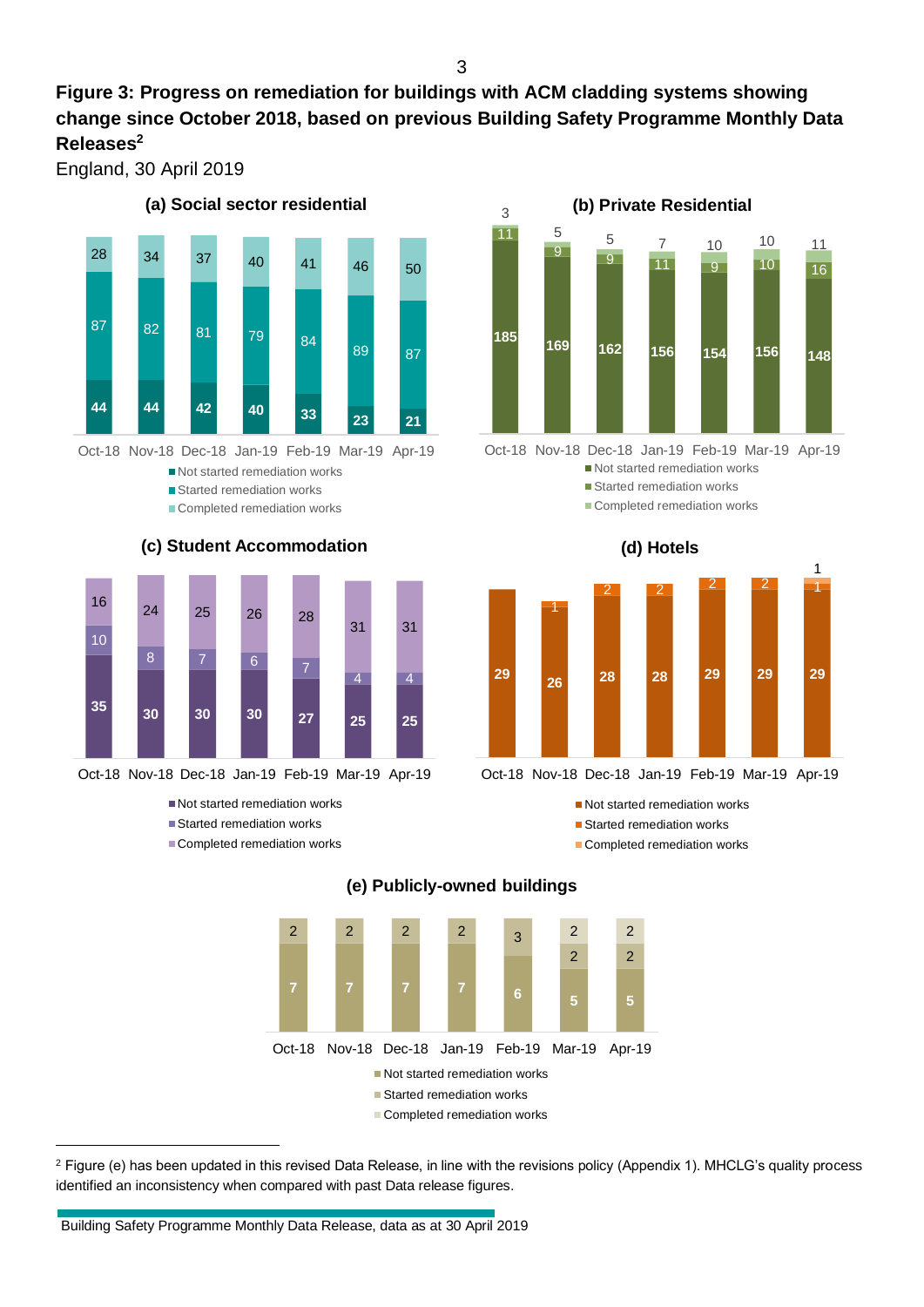**Figure 3: Progress on remediation for buildings with ACM cladding systems showing change since October 2018, based on previous Building Safety Programme Monthly Data Releases**[2]

England, 30 April 2019

**(a) Social sector residential**

| | Oct-18 | Nov-18 | Dec-18 | Jan-19 | Feb-19 | Mar-19 | Apr-19 |
|---|---|---|---|---|---|---|---|
| Not started remediation works | 44 | 44 | 42 | 40 | 33 | 23 | 21 |
| Started remediation works | 87 | 82 | 81 | 79 | 84 | 89 | 87 |
| Completed remediation works | 28 | 34 | 37 | 40 | 41 | 46 | 50 |

**(b) Private Residential**

| | Oct-18 | Nov-18 | Dec-18 | Jan-19 | Feb-19 | Mar-19 | Apr-19 |
|---|---|---|---|---|---|---|---|
| Not started remediation works | 185 | 169 | 162 | 156 | 154 | 156 | 148 |
| Started remediation works | 11 | 9 | 9 | 11 | 9 | 10 | 16 |
| Completed remediation works | 3 | 5 | 5 | 7 | 10 | 10 | 11 |

**(c) Student Accommodation**

| | Oct-18 | Nov-18 | Dec-18 | Jan-19 | Feb-19 | Mar-19 | Apr-19 |
|---|---|---|---|---|---|---|---|
| Not started remediation works | 35 | 30 | 30 | 30 | 27 | 25 | 25 |
| Started remediation works | 10 | 8 | 7 | 6 | 7 | 4 | 4 |
| Completed remediation works | 16 | 24 | 25 | 26 | 28 | 31 | 31 |

**(d) Hotels**

| | Oct-18 | Nov-18 | Dec-18 | Jan-19 | Feb-19 | Mar-19 | Apr-19 |
|---|---|---|---|---|---|---|---|
| Not started remediation works | 29 | 26 | 28 | 28 | 29 | 29 | 29 |
| Started remediation works | | 1 | 2 | 2 | 2 | 2 | 1 |
| Completed remediation works | | | | | | | 1 |

**(e) Publicly-owned buildings**

| | Oct-18 | Nov-18 | Dec-18 | Jan-19 | Feb-19 | Mar-19 | Apr-19 |
|---|---|---|---|---|---|---|---|
| Not started remediation works | 7 | 7 | 7 | 7 | 6 | 5 | 5 |
| Started remediation works | 2 | 2 | 2 | 2 | 3 | 2 | 2 |
| Completed remediation works | | | | | | 2 | 2 |

[2] Figure (e) has been updated in this revised Data Release, in line with the revisions policy (Appendix 1). MHCLG's quality process identified an inconsistency when compared with past Data release figures.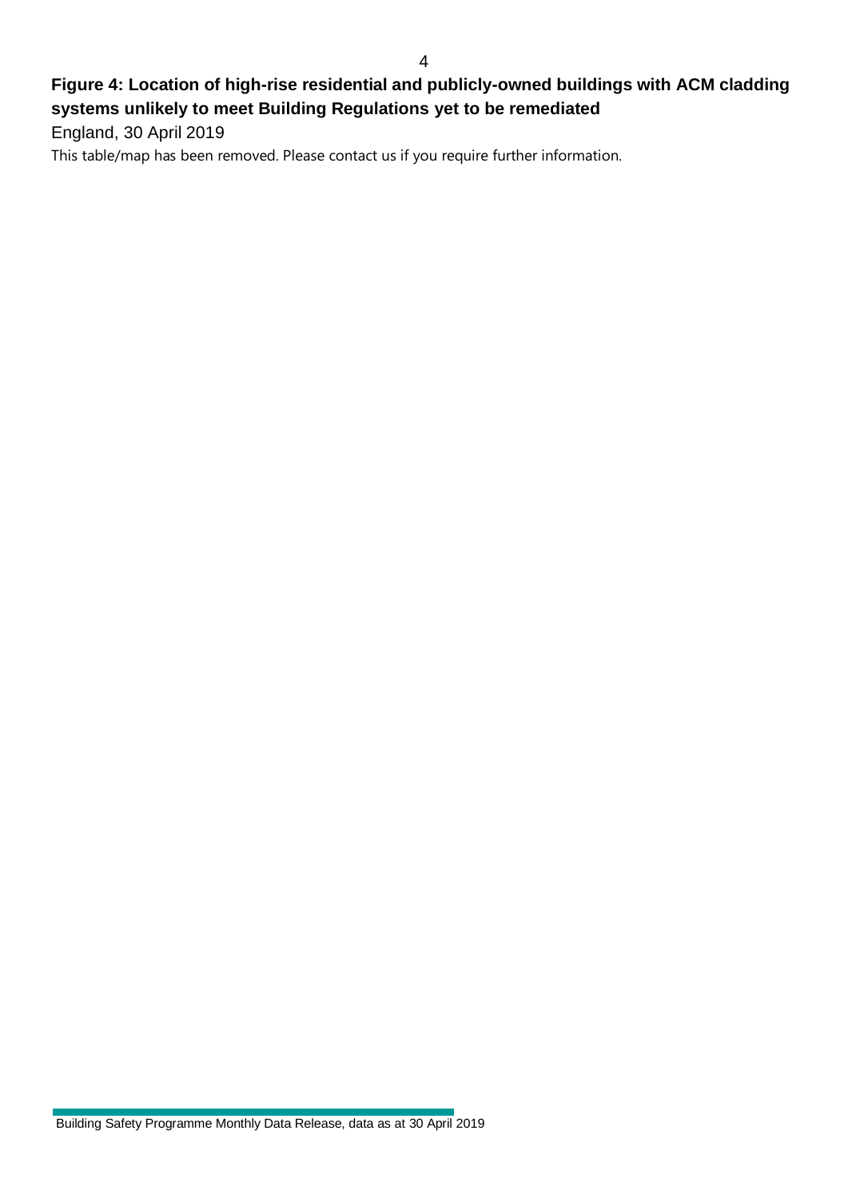**Figure 4: Location of high-rise residential and publicly-owned buildings with ACM cladding systems unlikely to meet Building Regulations yet to be remediated**

England, 30 April 2019

This table/map has been removed. Please contact us if you require further information.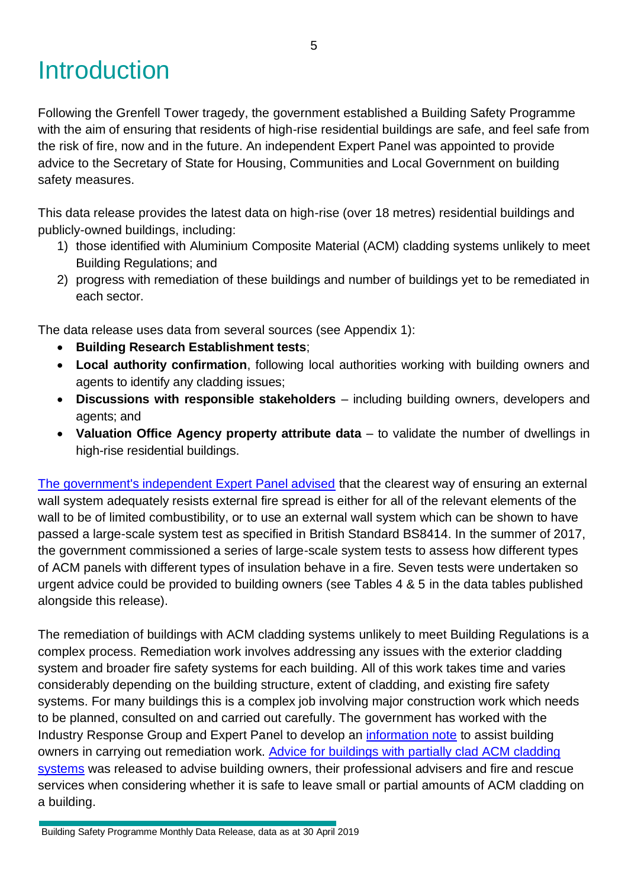# Introduction

Following the Grenfell Tower tragedy, the government established a Building Safety Programme with the aim of ensuring that residents of high-rise residential buildings are safe, and feel safe from the risk of fire, now and in the future. An independent Expert Panel was appointed to provide advice to the Secretary of State for Housing, Communities and Local Government on building safety measures.

This data release provides the latest data on high-rise (over 18 metres) residential buildings and publicly-owned buildings, including:

1) those identified with Aluminium Composite Material (ACM) cladding systems unlikely to meet Building Regulations; and
2) progress with remediation of these buildings and number of buildings yet to be remediated in each sector.

The data release uses data from several sources (see Appendix 1):

- **Building Research Establishment tests**;
- **Local authority confirmation**, following local authorities working with building owners and agents to identify any cladding issues;
- **Discussions with responsible stakeholders** – including building owners, developers and agents; and
- **Valuation Office Agency property attribute data** – to validate the number of dwellings in high-rise residential buildings.

The government's independent Expert Panel advised that the clearest way of ensuring an external wall system adequately resists external fire spread is either for all of the relevant elements of the wall to be of limited combustibility, or to use an external wall system which can be shown to have passed a large-scale system test as specified in British Standard BS8414. In the summer of 2017, the government commissioned a series of large-scale system tests to assess how different types of ACM panels with different types of insulation behave in a fire. Seven tests were undertaken so urgent advice could be provided to building owners (see Tables 4 & 5 in the data tables published alongside this release).

The remediation of buildings with ACM cladding systems unlikely to meet Building Regulations is a complex process. Remediation work involves addressing any issues with the exterior cladding system and broader fire safety systems for each building. All of this work takes time and varies considerably depending on the building structure, extent of cladding, and existing fire safety systems. For many buildings this is a complex job involving major construction work which needs to be planned, consulted on and carried out carefully. The government has worked with the Industry Response Group and Expert Panel to develop an information note to assist building owners in carrying out remediation work. Advice for buildings with partially clad ACM cladding systems was released to advise building owners, their professional advisers and fire and rescue services when considering whether it is safe to leave small or partial amounts of ACM cladding on a building.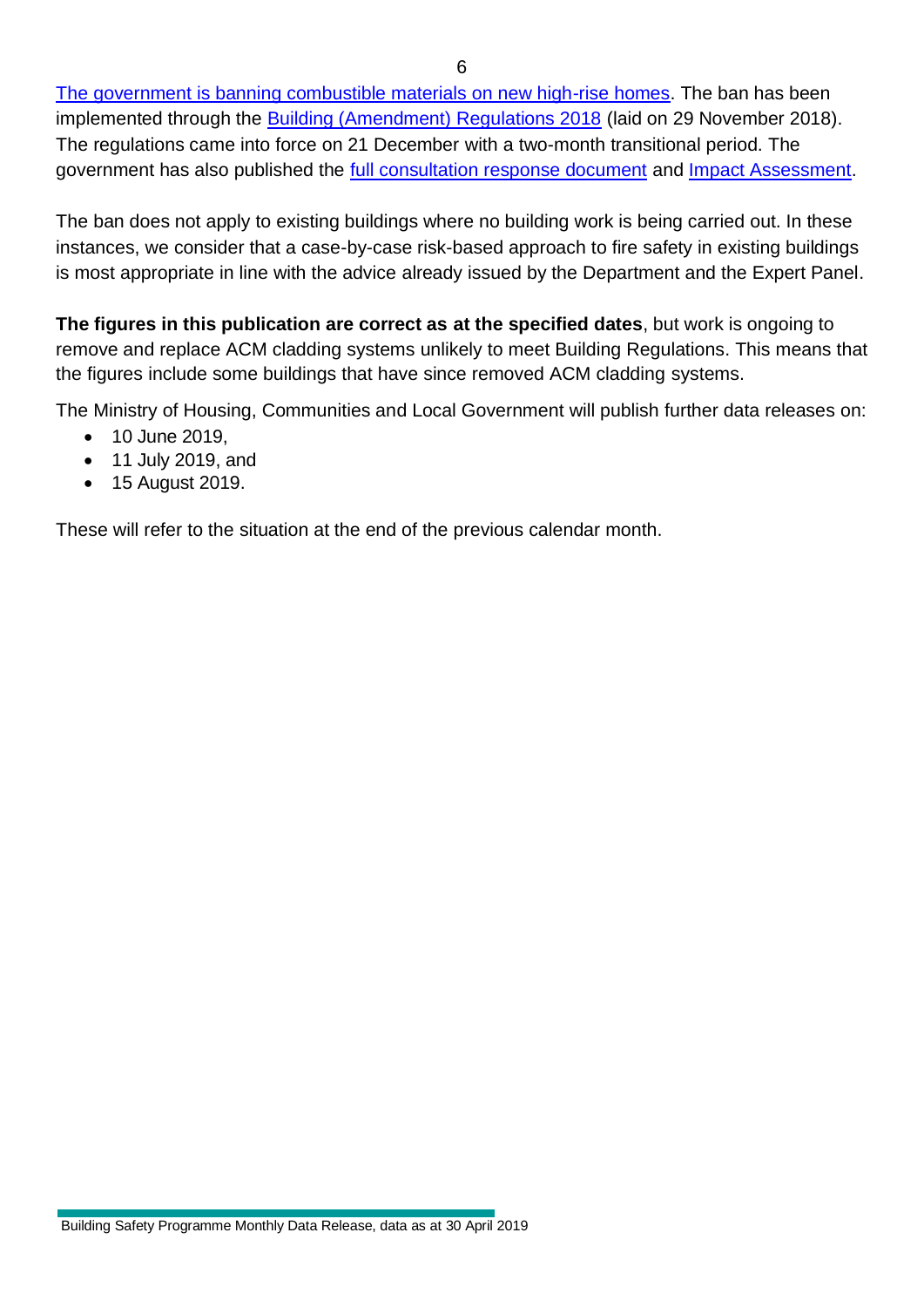[The government is banning combustible materials on new high-rise homes](). The ban has been implemented through the [Building (Amendment) Regulations 2018]() (laid on 29 November 2018). The regulations came into force on 21 December with a two-month transitional period. The government has also published the [full consultation response document]() and [Impact Assessment]().

The ban does not apply to existing buildings where no building work is being carried out. In these instances, we consider that a case-by-case risk-based approach to fire safety in existing buildings is most appropriate in line with the advice already issued by the Department and the Expert Panel.

**The figures in this publication are correct as at the specified dates**, but work is ongoing to remove and replace ACM cladding systems unlikely to meet Building Regulations. This means that the figures include some buildings that have since removed ACM cladding systems.

The Ministry of Housing, Communities and Local Government will publish further data releases on:

- 10 June 2019,
- 11 July 2019, and
- 15 August 2019.

These will refer to the situation at the end of the previous calendar month.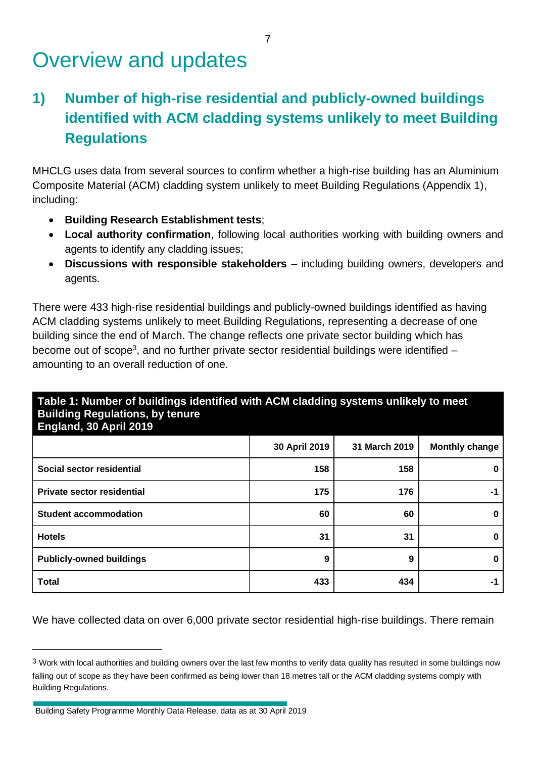# Overview and updates

## 1) Number of high-rise residential and publicly-owned buildings identified with ACM cladding systems unlikely to meet Building Regulations

MHCLG uses data from several sources to confirm whether a high-rise building has an Aluminium Composite Material (ACM) cladding system unlikely to meet Building Regulations (Appendix 1), including:

- **Building Research Establishment tests**;
- **Local authority confirmation**, following local authorities working with building owners and agents to identify any cladding issues;
- **Discussions with responsible stakeholders** – including building owners, developers and agents.

There were 433 high-rise residential buildings and publicly-owned buildings identified as having ACM cladding systems unlikely to meet Building Regulations, representing a decrease of one building since the end of March. The change reflects one private sector building which has become out of scope[3], and no further private sector residential buildings were identified – amounting to an overall reduction of one.

**Table 1: Number of buildings identified with ACM cladding systems unlikely to meet Building Regulations, by tenure**
**England, 30 April 2019**

| | 30 April 2019 | 31 March 2019 | Monthly change |
|---|---|---|---|
| **Social sector residential** | 158 | 158 | 0 |
| **Private sector residential** | 175 | 176 | -1 |
| **Student accommodation** | 60 | 60 | 0 |
| **Hotels** | 31 | 31 | 0 |
| **Publicly-owned buildings** | 9 | 9 | 0 |
| **Total** | 433 | 434 | -1 |

We have collected data on over 6,000 private sector residential high-rise buildings. There remain

[3] Work with local authorities and building owners over the last few months to verify data quality has resulted in some buildings now falling out of scope as they have been confirmed as being lower than 18 metres tall or the ACM cladding systems comply with Building Regulations.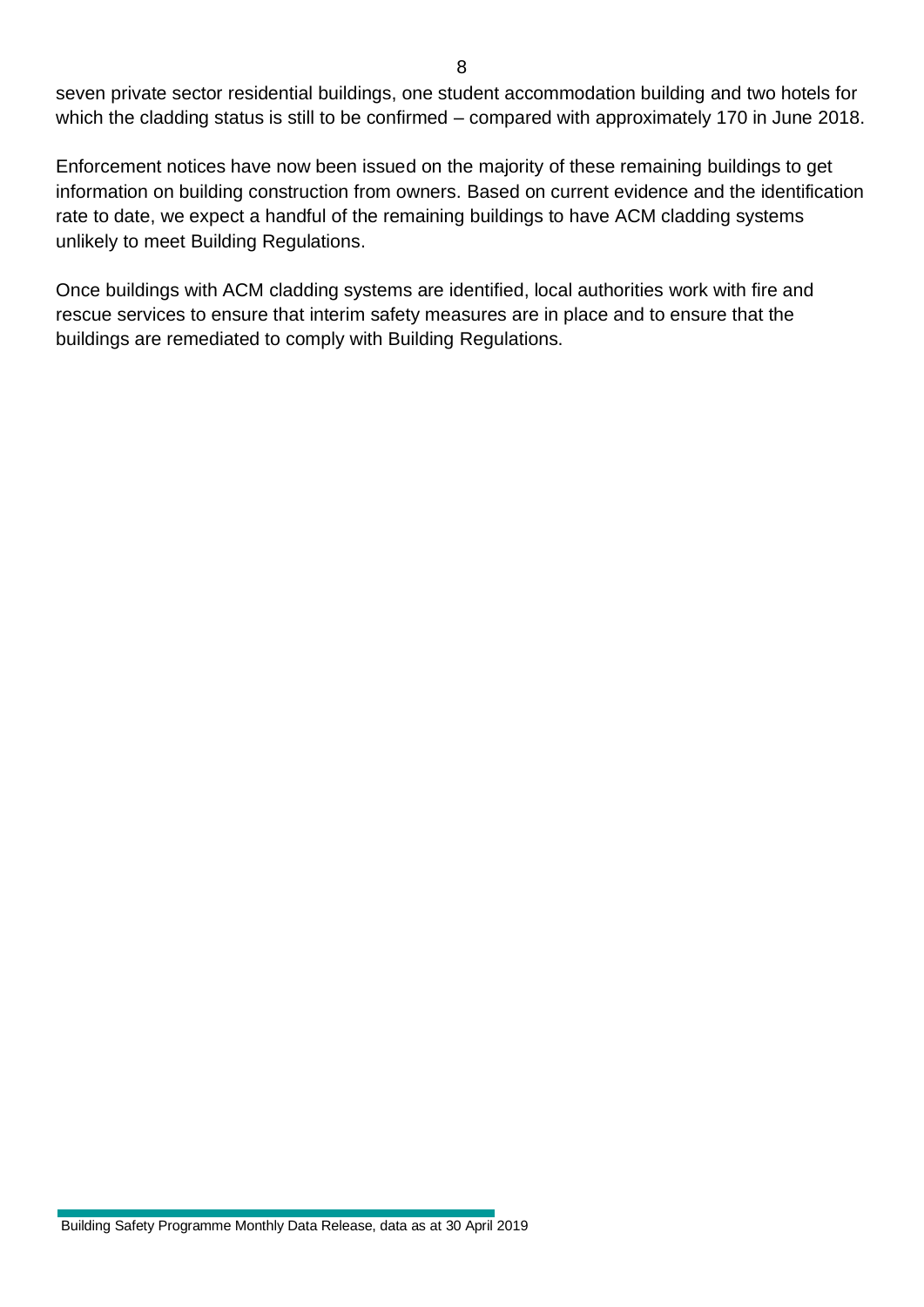seven private sector residential buildings, one student accommodation building and two hotels for which the cladding status is still to be confirmed – compared with approximately 170 in June 2018.

Enforcement notices have now been issued on the majority of these remaining buildings to get information on building construction from owners. Based on current evidence and the identification rate to date, we expect a handful of the remaining buildings to have ACM cladding systems unlikely to meet Building Regulations.

Once buildings with ACM cladding systems are identified, local authorities work with fire and rescue services to ensure that interim safety measures are in place and to ensure that the buildings are remediated to comply with Building Regulations.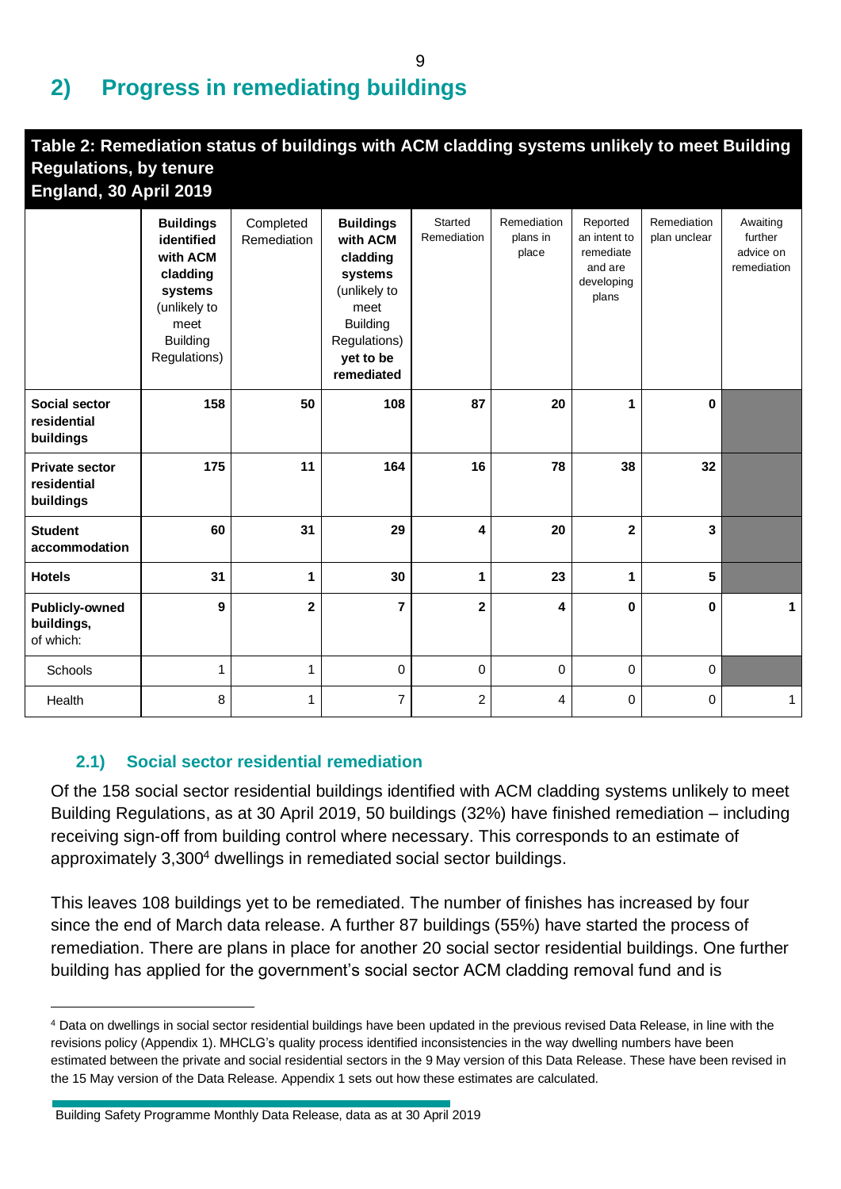## 2) Progress in remediating buildings

**Table 2: Remediation status of buildings with ACM cladding systems unlikely to meet Building Regulations, by tenure**
**England, 30 April 2019**

| | **Buildings identified with ACM cladding systems** (unlikely to meet Building Regulations) | Completed Remediation | **Buildings with ACM cladding systems** (unlikely to meet Building Regulations) **yet to be remediated** | Started Remediation | Remediation plans in place | Reported an intent to remediate and are developing plans | Remediation plan unclear | Awaiting further advice on remediation |
|---|---|---|---|---|---|---|---|---|
| **Social sector residential buildings** | **158** | **50** | **108** | **87** | **20** | **1** | **0** | |
| **Private sector residential buildings** | **175** | **11** | **164** | **16** | **78** | **38** | **32** | |
| **Student accommodation** | **60** | **31** | **29** | **4** | **20** | **2** | **3** | |
| **Hotels** | **31** | **1** | **30** | **1** | **23** | **1** | **5** | |
| **Publicly-owned buildings,** of which: | **9** | **2** | **7** | **2** | **4** | **0** | **0** | **1** |
| Schools | 1 | 1 | 0 | 0 | 0 | 0 | 0 | |
| Health | 8 | 1 | 7 | 2 | 4 | 0 | 0 | 1 |

### 2.1) Social sector residential remediation

Of the 158 social sector residential buildings identified with ACM cladding systems unlikely to meet Building Regulations, as at 30 April 2019, 50 buildings (32%) have finished remediation – including receiving sign-off from building control where necessary. This corresponds to an estimate of approximately 3,300[4] dwellings in remediated social sector buildings.

This leaves 108 buildings yet to be remediated. The number of finishes has increased by four since the end of March data release. A further 87 buildings (55%) have started the process of remediation. There are plans in place for another 20 social sector residential buildings. One further building has applied for the government's social sector ACM cladding removal fund and is

[4] Data on dwellings in social sector residential buildings have been updated in the previous revised Data Release, in line with the revisions policy (Appendix 1). MHCLG's quality process identified inconsistencies in the way dwelling numbers have been estimated between the private and social residential sectors in the 9 May version of this Data Release. These have been revised in the 15 May version of the Data Release. Appendix 1 sets out how these estimates are calculated.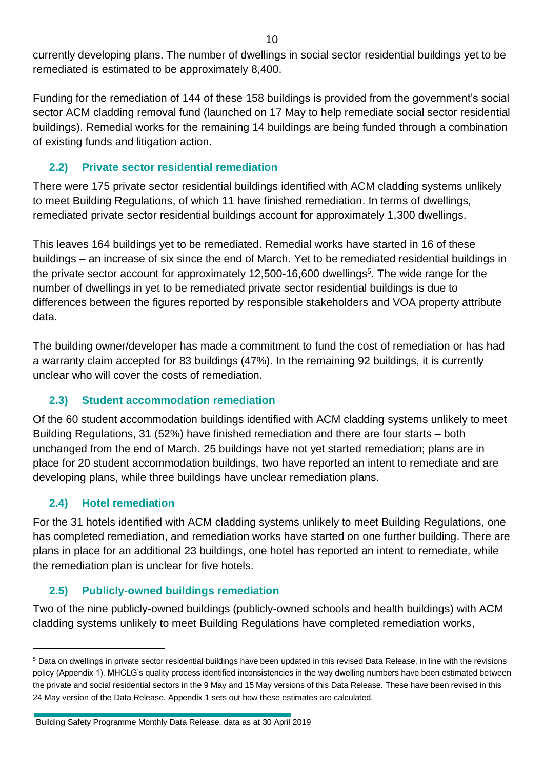currently developing plans. The number of dwellings in social sector residential buildings yet to be remediated is estimated to be approximately 8,400.

Funding for the remediation of 144 of these 158 buildings is provided from the government's social sector ACM cladding removal fund (launched on 17 May to help remediate social sector residential buildings). Remedial works for the remaining 14 buildings are being funded through a combination of existing funds and litigation action.

### 2.2) Private sector residential remediation

There were 175 private sector residential buildings identified with ACM cladding systems unlikely to meet Building Regulations, of which 11 have finished remediation. In terms of dwellings, remediated private sector residential buildings account for approximately 1,300 dwellings.

This leaves 164 buildings yet to be remediated. Remedial works have started in 16 of these buildings – an increase of six since the end of March. Yet to be remediated residential buildings in the private sector account for approximately 12,500-16,600 dwellings[5]. The wide range for the number of dwellings in yet to be remediated private sector residential buildings is due to differences between the figures reported by responsible stakeholders and VOA property attribute data.

The building owner/developer has made a commitment to fund the cost of remediation or has had a warranty claim accepted for 83 buildings (47%). In the remaining 92 buildings, it is currently unclear who will cover the costs of remediation.

### 2.3) Student accommodation remediation

Of the 60 student accommodation buildings identified with ACM cladding systems unlikely to meet Building Regulations, 31 (52%) have finished remediation and there are four starts – both unchanged from the end of March. 25 buildings have not yet started remediation; plans are in place for 20 student accommodation buildings, two have reported an intent to remediate and are developing plans, while three buildings have unclear remediation plans.

### 2.4) Hotel remediation

For the 31 hotels identified with ACM cladding systems unlikely to meet Building Regulations, one has completed remediation, and remediation works have started on one further building. There are plans in place for an additional 23 buildings, one hotel has reported an intent to remediate, while the remediation plan is unclear for five hotels.

### 2.5) Publicly-owned buildings remediation

Two of the nine publicly-owned buildings (publicly-owned schools and health buildings) with ACM cladding systems unlikely to meet Building Regulations have completed remediation works,

[5] Data on dwellings in private sector residential buildings have been updated in this revised Data Release, in line with the revisions policy (Appendix 1). MHCLG's quality process identified inconsistencies in the way dwelling numbers have been estimated between the private and social residential sectors in the 9 May and 15 May versions of this Data Release. These have been revised in this 24 May version of the Data Release. Appendix 1 sets out how these estimates are calculated.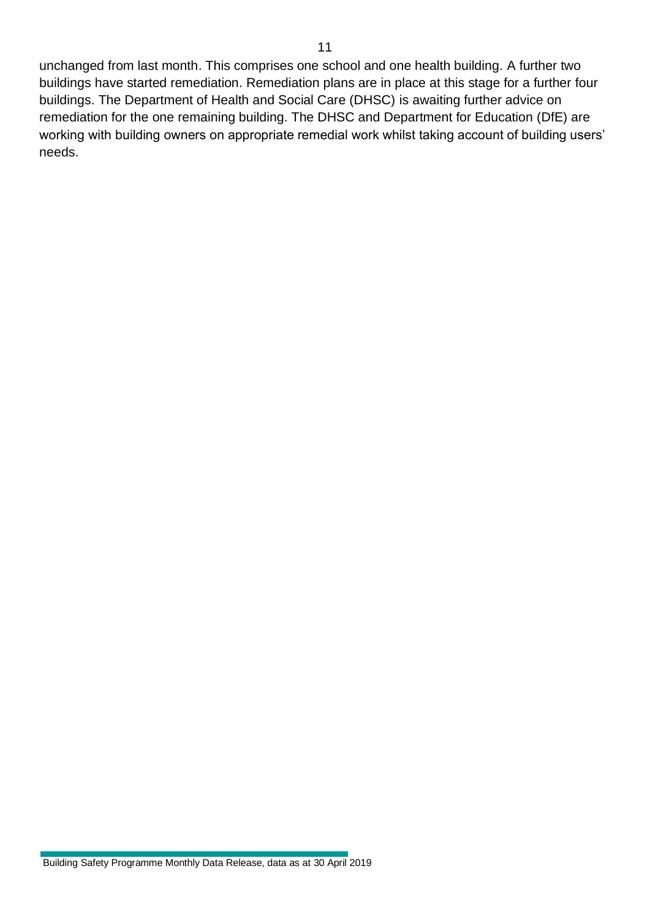unchanged from last month. This comprises one school and one health building. A further two buildings have started remediation. Remediation plans are in place at this stage for a further four buildings. The Department of Health and Social Care (DHSC) is awaiting further advice on remediation for the one remaining building. The DHSC and Department for Education (DfE) are working with building owners on appropriate remedial work whilst taking account of building users' needs.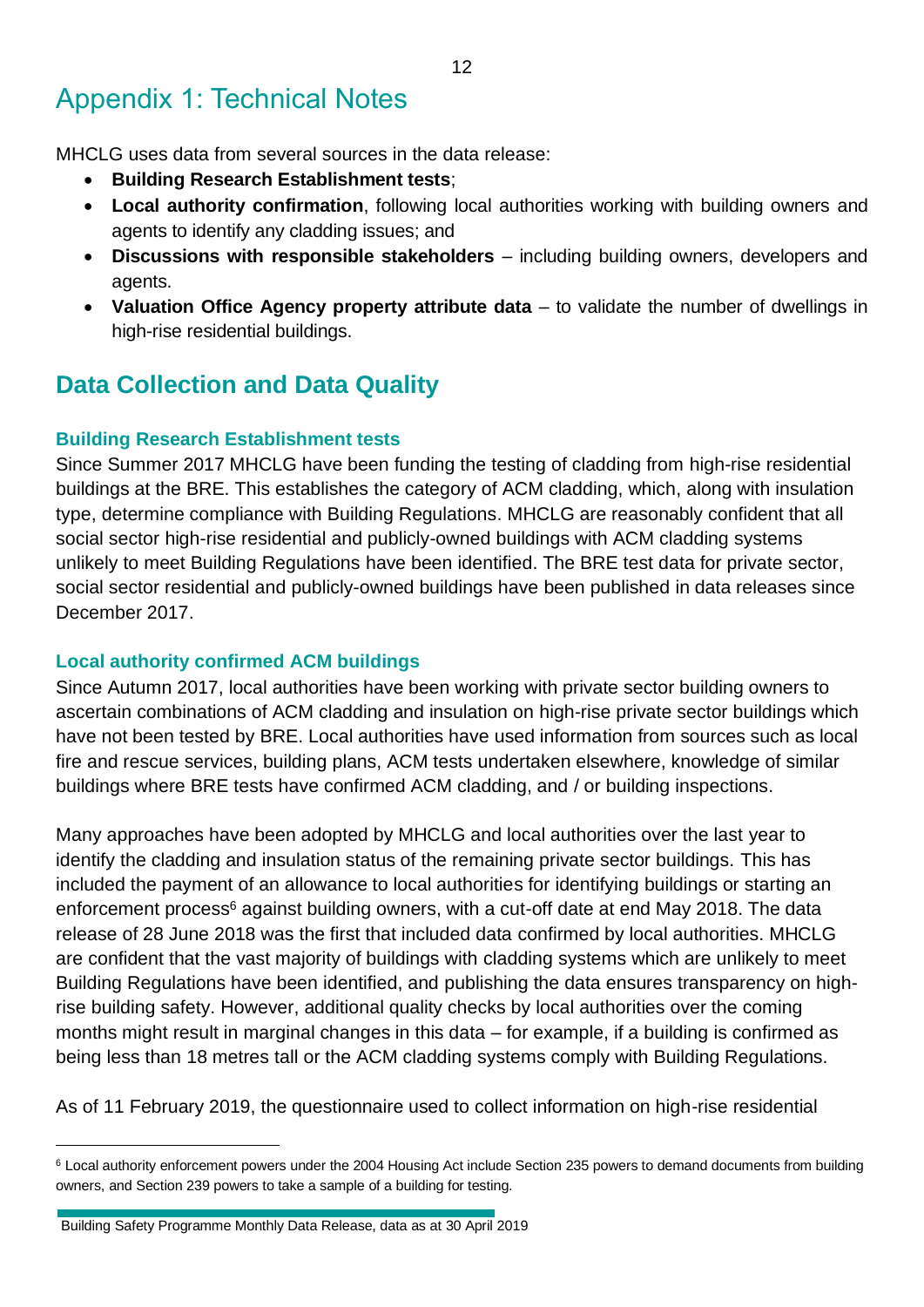# Appendix 1: Technical Notes

MHCLG uses data from several sources in the data release:

- **Building Research Establishment tests**;
- **Local authority confirmation**, following local authorities working with building owners and agents to identify any cladding issues; and
- **Discussions with responsible stakeholders** – including building owners, developers and agents.
- **Valuation Office Agency property attribute data** – to validate the number of dwellings in high-rise residential buildings.

## Data Collection and Data Quality

### Building Research Establishment tests

Since Summer 2017 MHCLG have been funding the testing of cladding from high-rise residential buildings at the BRE. This establishes the category of ACM cladding, which, along with insulation type, determine compliance with Building Regulations. MHCLG are reasonably confident that all social sector high-rise residential and publicly-owned buildings with ACM cladding systems unlikely to meet Building Regulations have been identified. The BRE test data for private sector, social sector residential and publicly-owned buildings have been published in data releases since December 2017.

### Local authority confirmed ACM buildings

Since Autumn 2017, local authorities have been working with private sector building owners to ascertain combinations of ACM cladding and insulation on high-rise private sector buildings which have not been tested by BRE. Local authorities have used information from sources such as local fire and rescue services, building plans, ACM tests undertaken elsewhere, knowledge of similar buildings where BRE tests have confirmed ACM cladding, and / or building inspections.

Many approaches have been adopted by MHCLG and local authorities over the last year to identify the cladding and insulation status of the remaining private sector buildings. This has included the payment of an allowance to local authorities for identifying buildings or starting an enforcement process[6] against building owners, with a cut-off date at end May 2018. The data release of 28 June 2018 was the first that included data confirmed by local authorities. MHCLG are confident that the vast majority of buildings with cladding systems which are unlikely to meet Building Regulations have been identified, and publishing the data ensures transparency on high-rise building safety. However, additional quality checks by local authorities over the coming months might result in marginal changes in this data – for example, if a building is confirmed as being less than 18 metres tall or the ACM cladding systems comply with Building Regulations.

As of 11 February 2019, the questionnaire used to collect information on high-rise residential

[6] Local authority enforcement powers under the 2004 Housing Act include Section 235 powers to demand documents from building owners, and Section 239 powers to take a sample of a building for testing.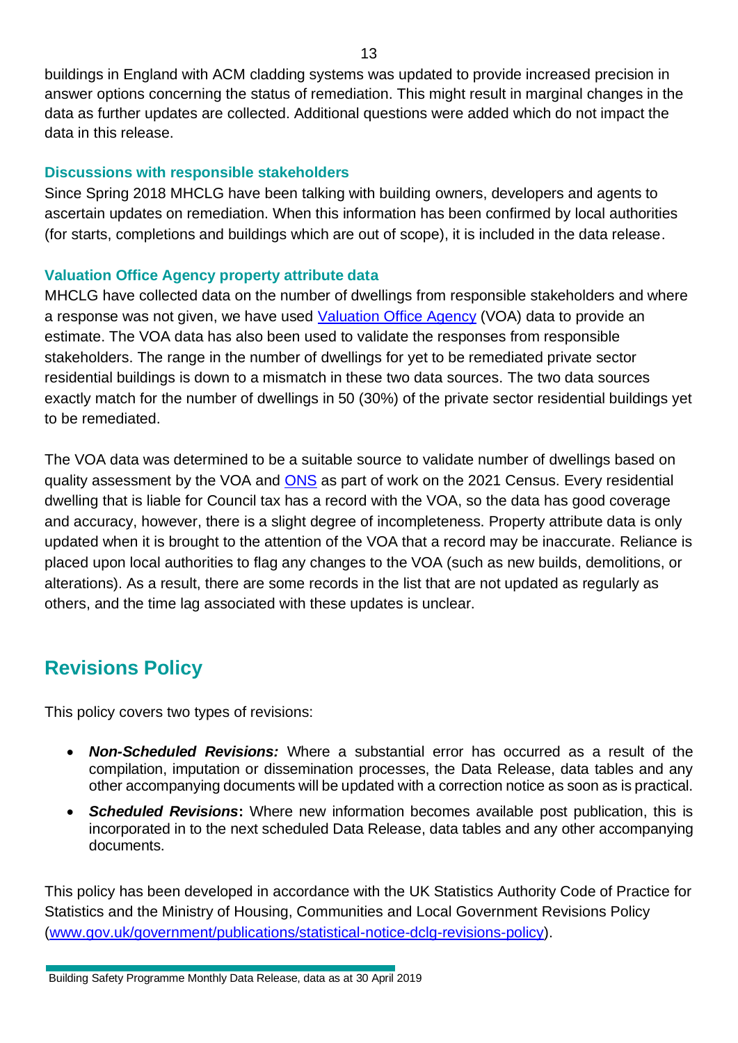buildings in England with ACM cladding systems was updated to provide increased precision in answer options concerning the status of remediation. This might result in marginal changes in the data as further updates are collected. Additional questions were added which do not impact the data in this release.

### Discussions with responsible stakeholders

Since Spring 2018 MHCLG have been talking with building owners, developers and agents to ascertain updates on remediation. When this information has been confirmed by local authorities (for starts, completions and buildings which are out of scope), it is included in the data release.

### Valuation Office Agency property attribute data

MHCLG have collected data on the number of dwellings from responsible stakeholders and where a response was not given, we have used [Valuation Office Agency]() (VOA) data to provide an estimate. The VOA data has also been used to validate the responses from responsible stakeholders. The range in the number of dwellings for yet to be remediated private sector residential buildings is down to a mismatch in these two data sources. The two data sources exactly match for the number of dwellings in 50 (30%) of the private sector residential buildings yet to be remediated.

The VOA data was determined to be a suitable source to validate number of dwellings based on quality assessment by the VOA and [ONS]() as part of work on the 2021 Census. Every residential dwelling that is liable for Council tax has a record with the VOA, so the data has good coverage and accuracy, however, there is a slight degree of incompleteness. Property attribute data is only updated when it is brought to the attention of the VOA that a record may be inaccurate. Reliance is placed upon local authorities to flag any changes to the VOA (such as new builds, demolitions, or alterations). As a result, there are some records in the list that are not updated as regularly as others, and the time lag associated with these updates is unclear.

## Revisions Policy

This policy covers two types of revisions:

- ***Non-Scheduled Revisions:*** Where a substantial error has occurred as a result of the compilation, imputation or dissemination processes, the Data Release, data tables and any other accompanying documents will be updated with a correction notice as soon as is practical.
- ***Scheduled Revisions*****:** Where new information becomes available post publication, this is incorporated in to the next scheduled Data Release, data tables and any other accompanying documents.

This policy has been developed in accordance with the UK Statistics Authority Code of Practice for Statistics and the Ministry of Housing, Communities and Local Government Revisions Policy ([www.gov.uk/government/publications/statistical-notice-dclg-revisions-policy](www.gov.uk/government/publications/statistical-notice-dclg-revisions-policy)).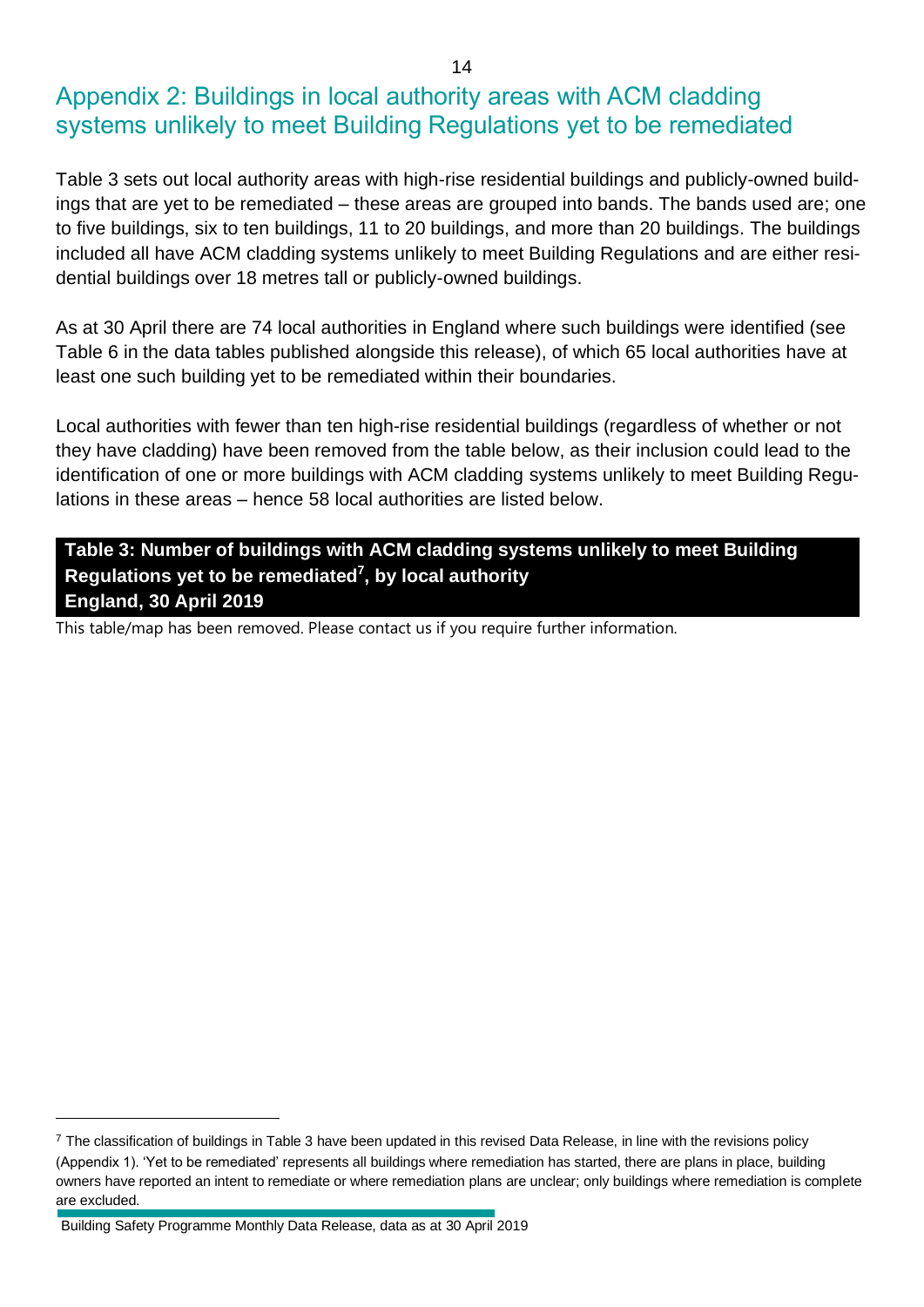## Appendix 2: Buildings in local authority areas with ACM cladding systems unlikely to meet Building Regulations yet to be remediated

Table 3 sets out local authority areas with high-rise residential buildings and publicly-owned buildings that are yet to be remediated – these areas are grouped into bands. The bands used are; one to five buildings, six to ten buildings, 11 to 20 buildings, and more than 20 buildings. The buildings included all have ACM cladding systems unlikely to meet Building Regulations and are either residential buildings over 18 metres tall or publicly-owned buildings.

As at 30 April there are 74 local authorities in England where such buildings were identified (see Table 6 in the data tables published alongside this release), of which 65 local authorities have at least one such building yet to be remediated within their boundaries.

Local authorities with fewer than ten high-rise residential buildings (regardless of whether or not they have cladding) have been removed from the table below, as their inclusion could lead to the identification of one or more buildings with ACM cladding systems unlikely to meet Building Regulations in these areas – hence 58 local authorities are listed below.

**Table 3: Number of buildings with ACM cladding systems unlikely to meet Building Regulations yet to be remediated[7], by local authority**
**England, 30 April 2019**

This table/map has been removed. Please contact us if you require further information.

[7] The classification of buildings in Table 3 have been updated in this revised Data Release, in line with the revisions policy (Appendix 1). 'Yet to be remediated' represents all buildings where remediation has started, there are plans in place, building owners have reported an intent to remediate or where remediation plans are unclear; only buildings where remediation is complete are excluded.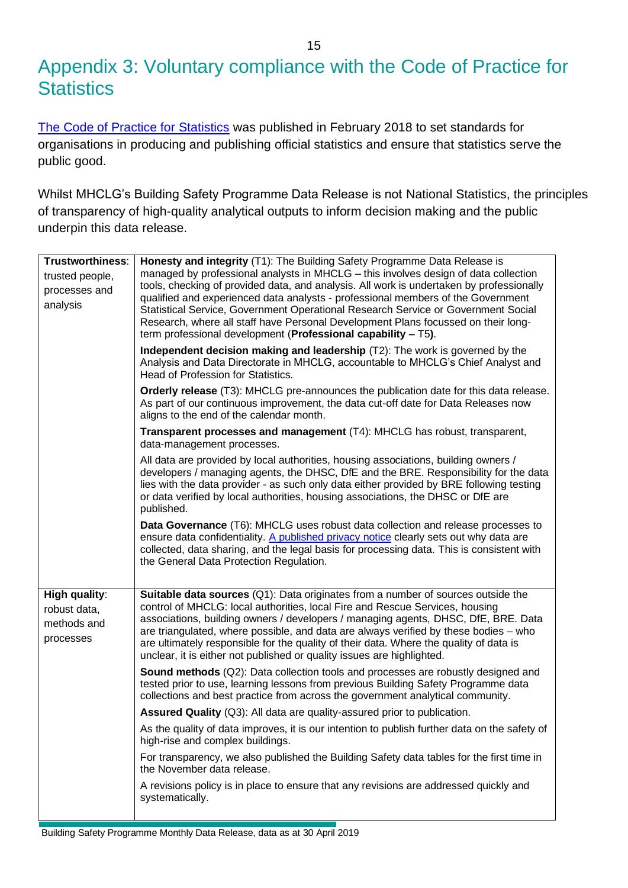# Appendix 3: Voluntary compliance with the Code of Practice for Statistics

[The Code of Practice for Statistics](#) was published in February 2018 to set standards for organisations in producing and publishing official statistics and ensure that statistics serve the public good.

Whilst MHCLG's Building Safety Programme Data Release is not National Statistics, the principles of transparency of high-quality analytical outputs to inform decision making and the public underpin this data release.

| | |
|---|---|
| **Trustworthiness**: trusted people, processes and analysis | **Honesty and integrity** (T1): The Building Safety Programme Data Release is managed by professional analysts in MHCLG – this involves design of data collection tools, checking of provided data, and analysis. All work is undertaken by professionally qualified and experienced data analysts - professional members of the Government Statistical Service, Government Operational Research Service or Government Social Research, where all staff have Personal Development Plans focussed on their long-term professional development (**Professional capability –** T5**)**.<br><br>**Independent decision making and leadership** (T2): The work is governed by the Analysis and Data Directorate in MHCLG, accountable to MHCLG's Chief Analyst and Head of Profession for Statistics.<br><br>**Orderly release** (T3): MHCLG pre-announces the publication date for this data release. As part of our continuous improvement, the data cut-off date for Data Releases now aligns to the end of the calendar month.<br><br>**Transparent processes and management** (T4): MHCLG has robust, transparent, data-management processes.<br><br>All data are provided by local authorities, housing associations, building owners / developers / managing agents, the DHSC, DfE and the BRE. Responsibility for the data lies with the data provider - as such only data either provided by BRE following testing or data verified by local authorities, housing associations, the DHSC or DfE are published.<br><br>**Data Governance** (T6): MHCLG uses robust data collection and release processes to ensure data confidentiality. [A published privacy notice](#) clearly sets out why data are collected, data sharing, and the legal basis for processing data. This is consistent with the General Data Protection Regulation. |
| **High quality**: robust data, methods and processes | **Suitable data sources** (Q1): Data originates from a number of sources outside the control of MHCLG: local authorities, local Fire and Rescue Services, housing associations, building owners / developers / managing agents, DHSC, DfE, BRE. Data are triangulated, where possible, and data are always verified by these bodies – who are ultimately responsible for the quality of their data. Where the quality of data is unclear, it is either not published or quality issues are highlighted.<br><br>**Sound methods** (Q2): Data collection tools and processes are robustly designed and tested prior to use, learning lessons from previous Building Safety Programme data collections and best practice from across the government analytical community.<br><br>**Assured Quality** (Q3): All data are quality-assured prior to publication.<br><br>As the quality of data improves, it is our intention to publish further data on the safety of high-rise and complex buildings.<br><br>For transparency, we also published the Building Safety data tables for the first time in the November data release.<br><br>A revisions policy is in place to ensure that any revisions are addressed quickly and systematically. |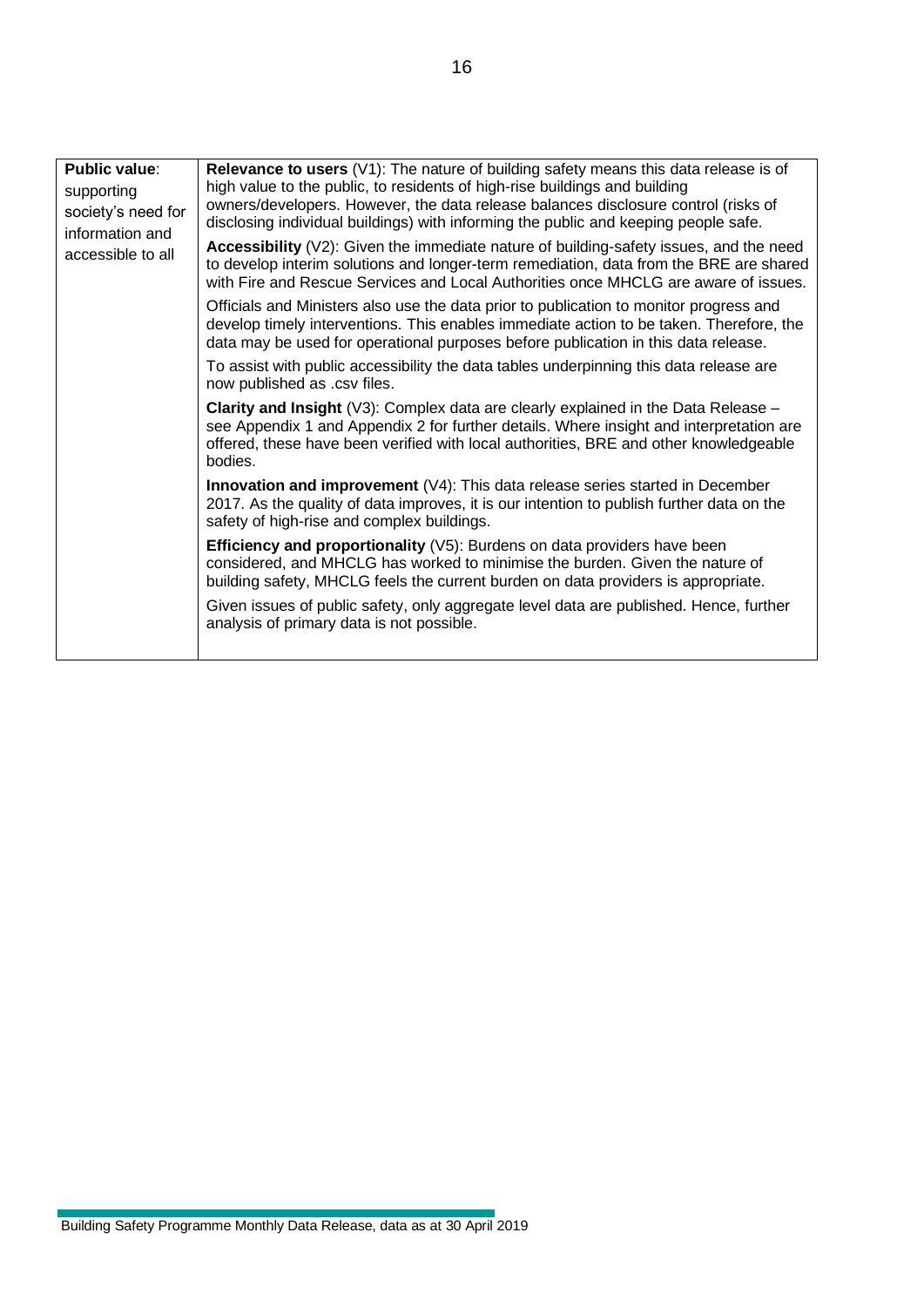| | |
|---|---|
| **Public value**: supporting society's need for information and accessible to all | **Relevance to users** (V1): The nature of building safety means this data release is of high value to the public, to residents of high-rise buildings and building owners/developers. However, the data release balances disclosure control (risks of disclosing individual buildings) with informing the public and keeping people safe.<br><br>**Accessibility** (V2): Given the immediate nature of building-safety issues, and the need to develop interim solutions and longer-term remediation, data from the BRE are shared with Fire and Rescue Services and Local Authorities once MHCLG are aware of issues.<br><br>Officials and Ministers also use the data prior to publication to monitor progress and develop timely interventions. This enables immediate action to be taken. Therefore, the data may be used for operational purposes before publication in this data release.<br><br>To assist with public accessibility the data tables underpinning this data release are now published as .csv files.<br><br>**Clarity and Insight** (V3): Complex data are clearly explained in the Data Release – see Appendix 1 and Appendix 2 for further details. Where insight and interpretation are offered, these have been verified with local authorities, BRE and other knowledgeable bodies.<br><br>**Innovation and improvement** (V4): This data release series started in December 2017. As the quality of data improves, it is our intention to publish further data on the safety of high-rise and complex buildings.<br><br>**Efficiency and proportionality** (V5): Burdens on data providers have been considered, and MHCLG has worked to minimise the burden. Given the nature of building safety, MHCLG feels the current burden on data providers is appropriate.<br><br>Given issues of public safety, only aggregate level data are published. Hence, further analysis of primary data is not possible. |